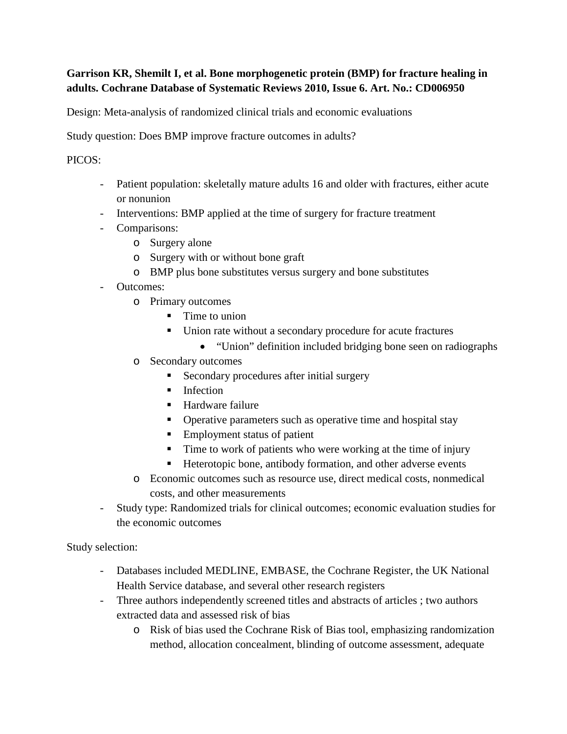**Garrison KR, Shemilt I, et al. Bone morphogenetic protein (BMP) for fracture healing in adults. Cochrane Database of Systematic Reviews 2010, Issue 6. Art. No.: CD006950**

Design: Meta-analysis of randomized clinical trials and economic evaluations

Study question: Does BMP improve fracture outcomes in adults?

PICOS:

- Patient population: skeletally mature adults 16 and older with fractures, either acute or nonunion
- Interventions: BMP applied at the time of surgery for fracture treatment
- Comparisons:
    - Surgery alone
    - Surgery with or without bone graft
    - BMP plus bone substitutes versus surgery and bone substitutes
- Outcomes:
    - Primary outcomes
        - Time to union
        - Union rate without a secondary procedure for acute fractures
            - "Union" definition included bridging bone seen on radiographs
    - Secondary outcomes
        - Secondary procedures after initial surgery
        - Infection
        - Hardware failure
        - Operative parameters such as operative time and hospital stay
        - Employment status of patient
        - Time to work of patients who were working at the time of injury
        - Heterotopic bone, antibody formation, and other adverse events
    - Economic outcomes such as resource use, direct medical costs, nonmedical costs, and other measurements
- Study type: Randomized trials for clinical outcomes; economic evaluation studies for the economic outcomes

Study selection:

- Databases included MEDLINE, EMBASE, the Cochrane Register, the UK National Health Service database, and several other research registers
- Three authors independently screened titles and abstracts of articles ; two authors extracted data and assessed risk of bias
    - Risk of bias used the Cochrane Risk of Bias tool, emphasizing randomization method, allocation concealment, blinding of outcome assessment, adequate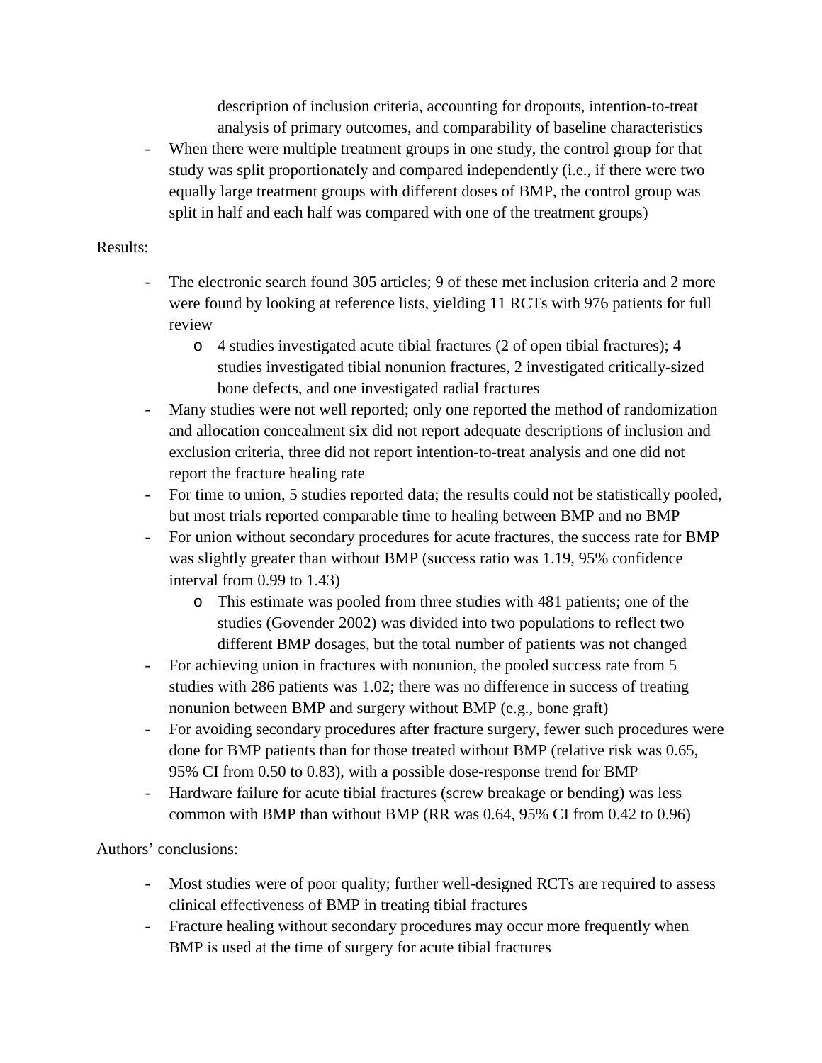description of inclusion criteria, accounting for dropouts, intention-to-treat analysis of primary outcomes, and comparability of baseline characteristics

- When there were multiple treatment groups in one study, the control group for that study was split proportionately and compared independently (i.e., if there were two equally large treatment groups with different doses of BMP, the control group was split in half and each half was compared with one of the treatment groups)

Results:

- The electronic search found 305 articles; 9 of these met inclusion criteria and 2 more were found by looking at reference lists, yielding 11 RCTs with 976 patients for full review
    - 4 studies investigated acute tibial fractures (2 of open tibial fractures); 4 studies investigated tibial nonunion fractures, 2 investigated critically-sized bone defects, and one investigated radial fractures
- Many studies were not well reported; only one reported the method of randomization and allocation concealment six did not report adequate descriptions of inclusion and exclusion criteria, three did not report intention-to-treat analysis and one did not report the fracture healing rate
- For time to union, 5 studies reported data; the results could not be statistically pooled, but most trials reported comparable time to healing between BMP and no BMP
- For union without secondary procedures for acute fractures, the success rate for BMP was slightly greater than without BMP (success ratio was 1.19, 95% confidence interval from 0.99 to 1.43)
    - This estimate was pooled from three studies with 481 patients; one of the studies (Govender 2002) was divided into two populations to reflect two different BMP dosages, but the total number of patients was not changed
- For achieving union in fractures with nonunion, the pooled success rate from 5 studies with 286 patients was 1.02; there was no difference in success of treating nonunion between BMP and surgery without BMP (e.g., bone graft)
- For avoiding secondary procedures after fracture surgery, fewer such procedures were done for BMP patients than for those treated without BMP (relative risk was 0.65, 95% CI from 0.50 to 0.83), with a possible dose-response trend for BMP
- Hardware failure for acute tibial fractures (screw breakage or bending) was less common with BMP than without BMP (RR was 0.64, 95% CI from 0.42 to 0.96)

Authors' conclusions:

- Most studies were of poor quality; further well-designed RCTs are required to assess clinical effectiveness of BMP in treating tibial fractures
- Fracture healing without secondary procedures may occur more frequently when BMP is used at the time of surgery for acute tibial fractures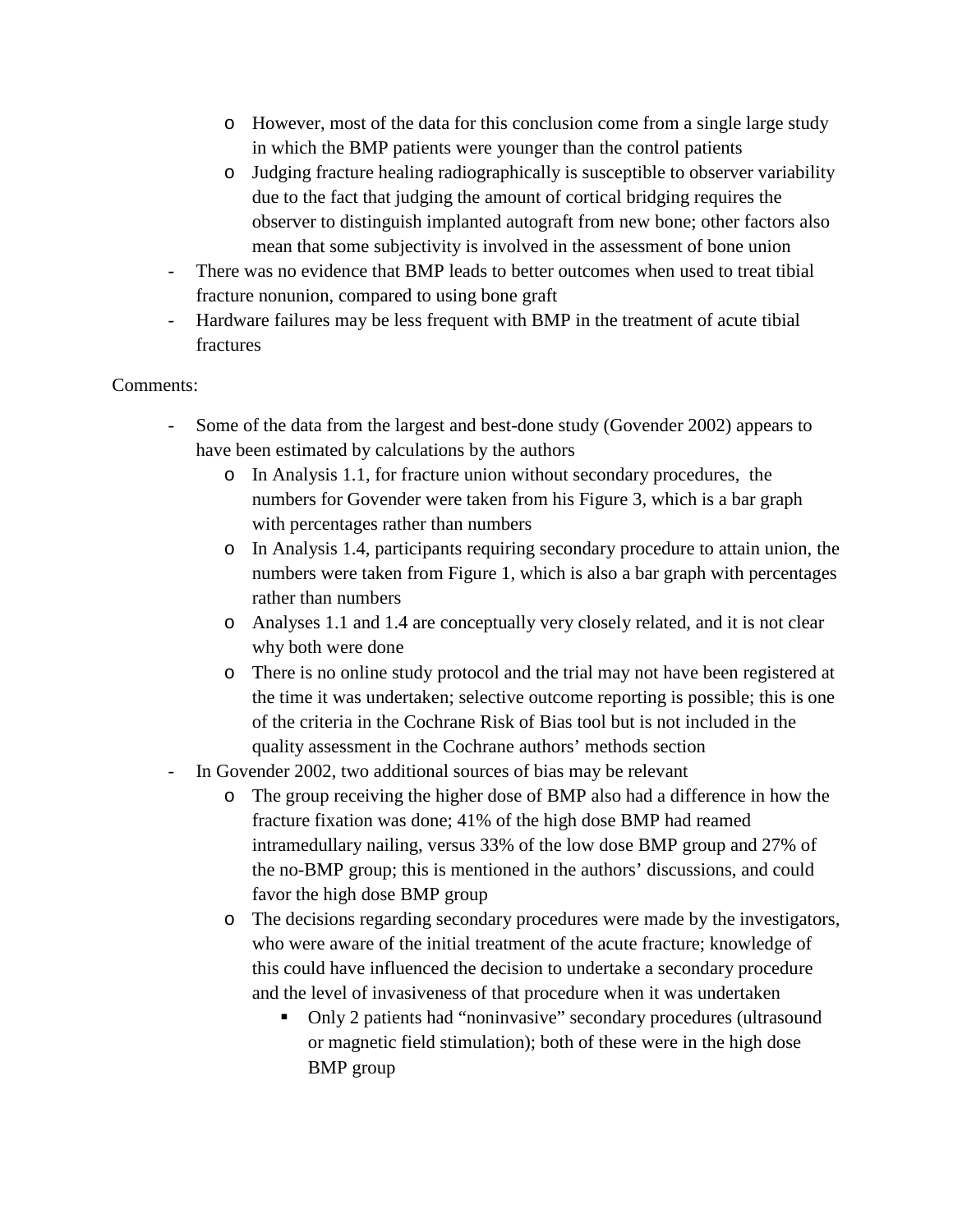- However, most of the data for this conclusion come from a single large study in which the BMP patients were younger than the control patients
    - Judging fracture healing radiographically is susceptible to observer variability due to the fact that judging the amount of cortical bridging requires the observer to distinguish implanted autograft from new bone; other factors also mean that some subjectivity is involved in the assessment of bone union
- There was no evidence that BMP leads to better outcomes when used to treat tibial fracture nonunion, compared to using bone graft
- Hardware failures may be less frequent with BMP in the treatment of acute tibial fractures

Comments:

- Some of the data from the largest and best-done study (Govender 2002) appears to have been estimated by calculations by the authors
    - In Analysis 1.1, for fracture union without secondary procedures, the numbers for Govender were taken from his Figure 3, which is a bar graph with percentages rather than numbers
    - In Analysis 1.4, participants requiring secondary procedure to attain union, the numbers were taken from Figure 1, which is also a bar graph with percentages rather than numbers
    - Analyses 1.1 and 1.4 are conceptually very closely related, and it is not clear why both were done
    - There is no online study protocol and the trial may not have been registered at the time it was undertaken; selective outcome reporting is possible; this is one of the criteria in the Cochrane Risk of Bias tool but is not included in the quality assessment in the Cochrane authors' methods section
- In Govender 2002, two additional sources of bias may be relevant
    - The group receiving the higher dose of BMP also had a difference in how the fracture fixation was done; 41% of the high dose BMP had reamed intramedullary nailing, versus 33% of the low dose BMP group and 27% of the no-BMP group; this is mentioned in the authors' discussions, and could favor the high dose BMP group
    - The decisions regarding secondary procedures were made by the investigators, who were aware of the initial treatment of the acute fracture; knowledge of this could have influenced the decision to undertake a secondary procedure and the level of invasiveness of that procedure when it was undertaken
        - Only 2 patients had "noninvasive" secondary procedures (ultrasound or magnetic field stimulation); both of these were in the high dose BMP group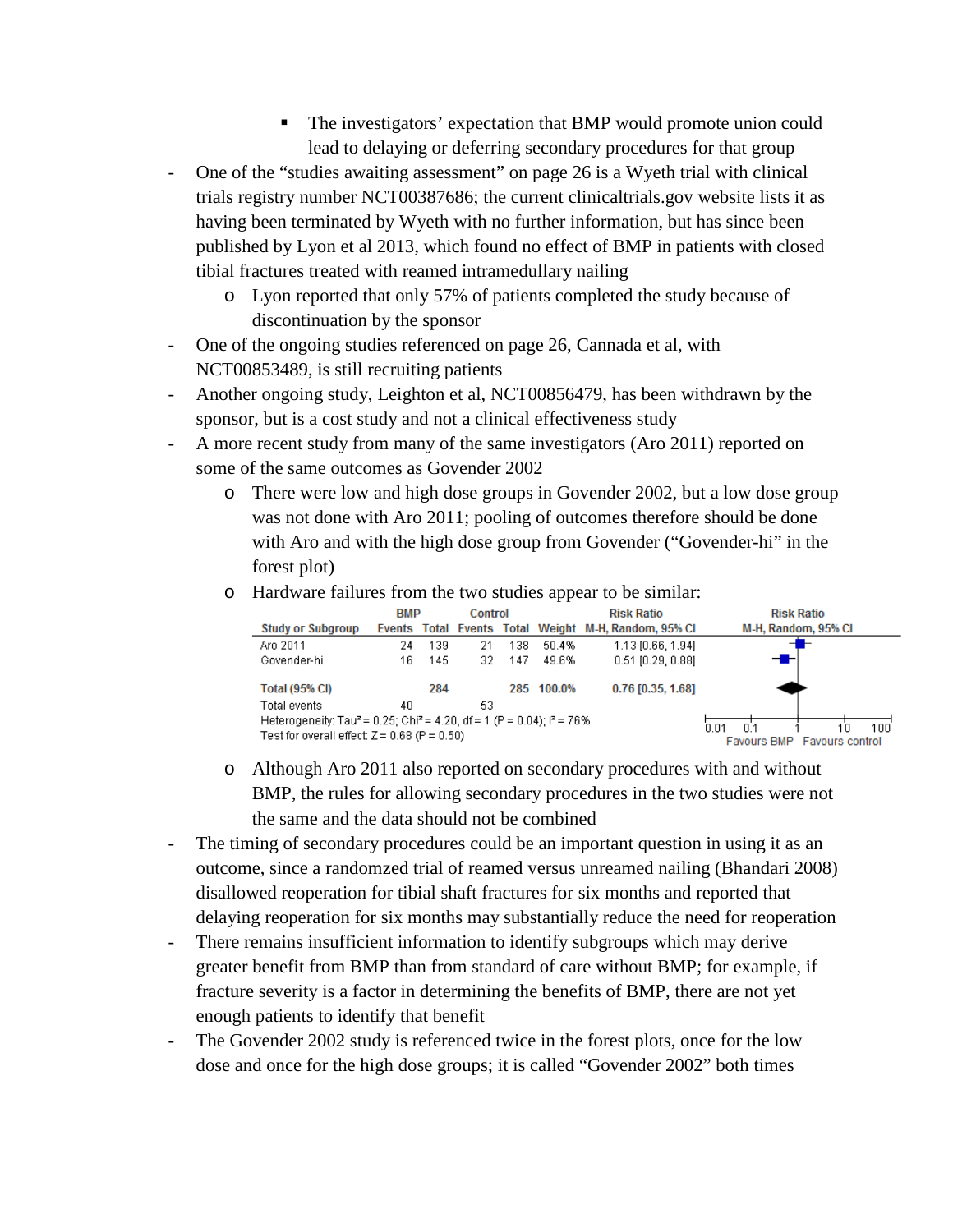- The investigators' expectation that BMP would promote union could lead to delaying or deferring secondary procedures for that group

- One of the "studies awaiting assessment" on page 26 is a Wyeth trial with clinical trials registry number NCT00387686; the current clinicaltrials.gov website lists it as having been terminated by Wyeth with no further information, but has since been published by Lyon et al 2013, which found no effect of BMP in patients with closed tibial fractures treated with reamed intramedullary nailing
    - Lyon reported that only 57% of patients completed the study because of discontinuation by the sponsor
- One of the ongoing studies referenced on page 26, Cannada et al, with NCT00853489, is still recruiting patients
- Another ongoing study, Leighton et al, NCT00856479, has been withdrawn by the sponsor, but is a cost study and not a clinical effectiveness study
- A more recent study from many of the same investigators (Aro 2011) reported on some of the same outcomes as Govender 2002
    - There were low and high dose groups in Govender 2002, but a low dose group was not done with Aro 2011; pooling of outcomes therefore should be done with Aro and with the high dose group from Govender ("Govender-hi" in the forest plot)
    - Hardware failures from the two studies appear to be similar:

| Study or Subgroup | BMP Events | BMP Total | Control Events | Control Total | Weight | Risk Ratio M-H, Random, 95% CI |
|---|---|---|---|---|---|---|
| Aro 2011 | 24 | 139 | 21 | 138 | 50.4% | 1.13 [0.66, 1.94] |
| Govender-hi | 16 | 145 | 32 | 147 | 49.6% | 0.51 [0.29, 0.88] |
| **Total (95% CI)** | | **284** | | **285** | **100.0%** | **0.76 [0.35, 1.68]** |
| Total events | 40 | | 53 | | | |

Heterogeneity: $Tau^2 = 0.25$; $Chi^2 = 4.20$, df = 1 (P = 0.04); $I^2 = 76\%$
Test for overall effect: Z = 0.68 (P = 0.50)

Favours BMP / Favours control

- Although Aro 2011 also reported on secondary procedures with and without BMP, the rules for allowing secondary procedures in the two studies were not the same and the data should not be combined
- The timing of secondary procedures could be an important question in using it as an outcome, since a randomzed trial of reamed versus unreamed nailing (Bhandari 2008) disallowed reoperation for tibial shaft fractures for six months and reported that delaying reoperation for six months may substantially reduce the need for reoperation
- There remains insufficient information to identify subgroups which may derive greater benefit from BMP than from standard of care without BMP; for example, if fracture severity is a factor in determining the benefits of BMP, there are not yet enough patients to identify that benefit
- The Govender 2002 study is referenced twice in the forest plots, once for the low dose and once for the high dose groups; it is called "Govender 2002" both times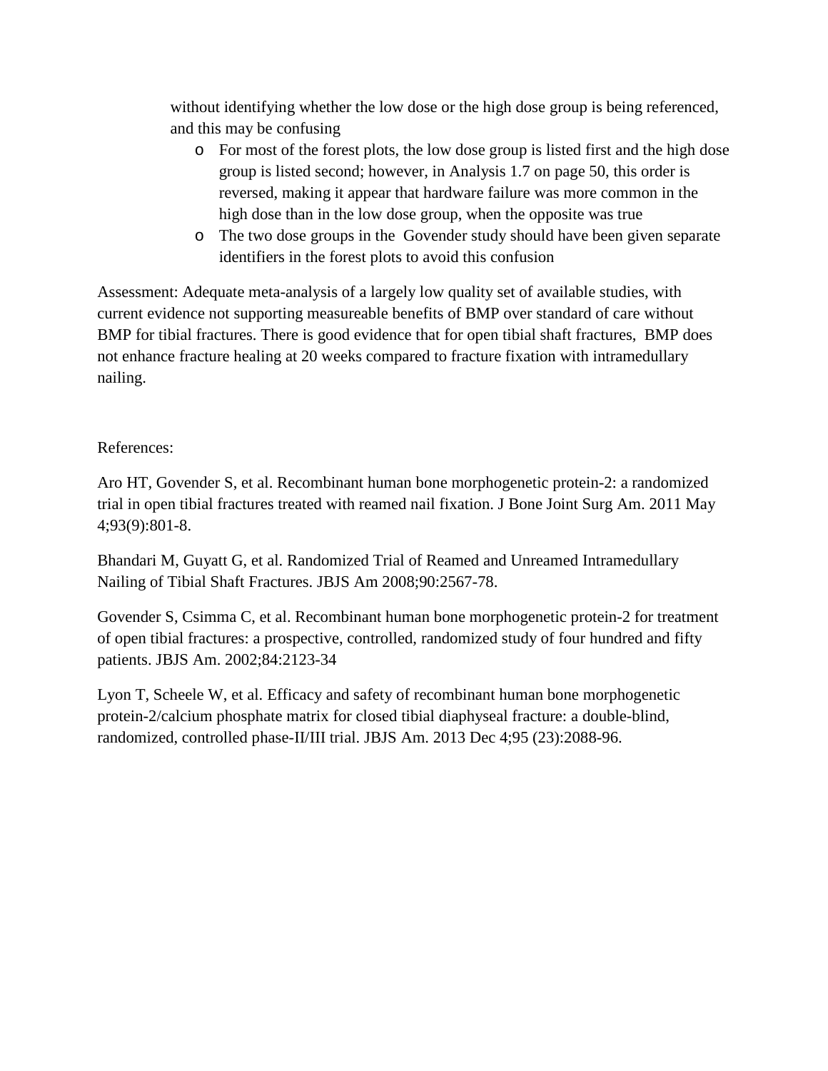without identifying whether the low dose or the high dose group is being referenced, and this may be confusing

- For most of the forest plots, the low dose group is listed first and the high dose group is listed second; however, in Analysis 1.7 on page 50, this order is reversed, making it appear that hardware failure was more common in the high dose than in the low dose group, when the opposite was true
- The two dose groups in the Govender study should have been given separate identifiers in the forest plots to avoid this confusion

Assessment: Adequate meta-analysis of a largely low quality set of available studies, with current evidence not supporting measureable benefits of BMP over standard of care without BMP for tibial fractures. There is good evidence that for open tibial shaft fractures, BMP does not enhance fracture healing at 20 weeks compared to fracture fixation with intramedullary nailing.

References:

Aro HT, Govender S, et al. Recombinant human bone morphogenetic protein-2: a randomized trial in open tibial fractures treated with reamed nail fixation. J Bone Joint Surg Am. 2011 May 4;93(9):801-8.

Bhandari M, Guyatt G, et al. Randomized Trial of Reamed and Unreamed Intramedullary Nailing of Tibial Shaft Fractures. JBJS Am 2008;90:2567-78.

Govender S, Csimma C, et al. Recombinant human bone morphogenetic protein-2 for treatment of open tibial fractures: a prospective, controlled, randomized study of four hundred and fifty patients. JBJS Am. 2002;84:2123-34

Lyon T, Scheele W, et al. Efficacy and safety of recombinant human bone morphogenetic protein-2/calcium phosphate matrix for closed tibial diaphyseal fracture: a double-blind, randomized, controlled phase-II/III trial. JBJS Am. 2013 Dec 4;95 (23):2088-96.